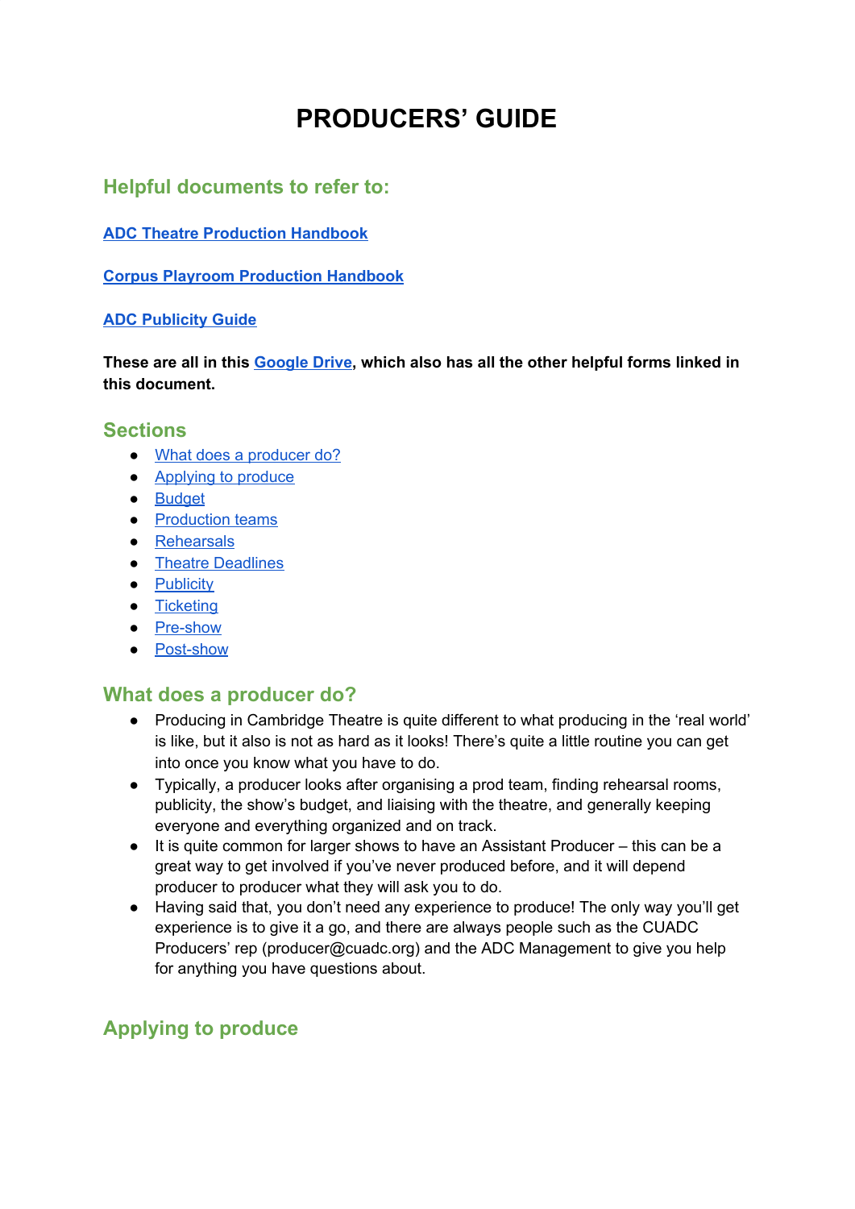# PRODUCERS' GUIDE

## Helpful documents to refer to:

**ADC Theatre Production Handbook**

**Corpus Playroom Production Handbook**

**ADC Publicity Guide**

**These are all in this Google Drive, which also has all the other helpful forms linked in this document.**

## Sections

- What does a producer do?
- Applying to produce
- Budget
- Production teams
- Rehearsals
- Theatre Deadlines
- Publicity
- Ticketing
- Pre-show
- Post-show

## What does a producer do?

- Producing in Cambridge Theatre is quite different to what producing in the 'real world' is like, but it also is not as hard as it looks! There's quite a little routine you can get into once you know what you have to do.
- Typically, a producer looks after organising a prod team, finding rehearsal rooms, publicity, the show's budget, and liaising with the theatre, and generally keeping everyone and everything organized and on track.
- It is quite common for larger shows to have an Assistant Producer – this can be a great way to get involved if you've never produced before, and it will depend producer to producer what they will ask you to do.
- Having said that, you don't need any experience to produce! The only way you'll get experience is to give it a go, and there are always people such as the CUADC Producers' rep (producer@cuadc.org) and the ADC Management to give you help for anything you have questions about.

## Applying to produce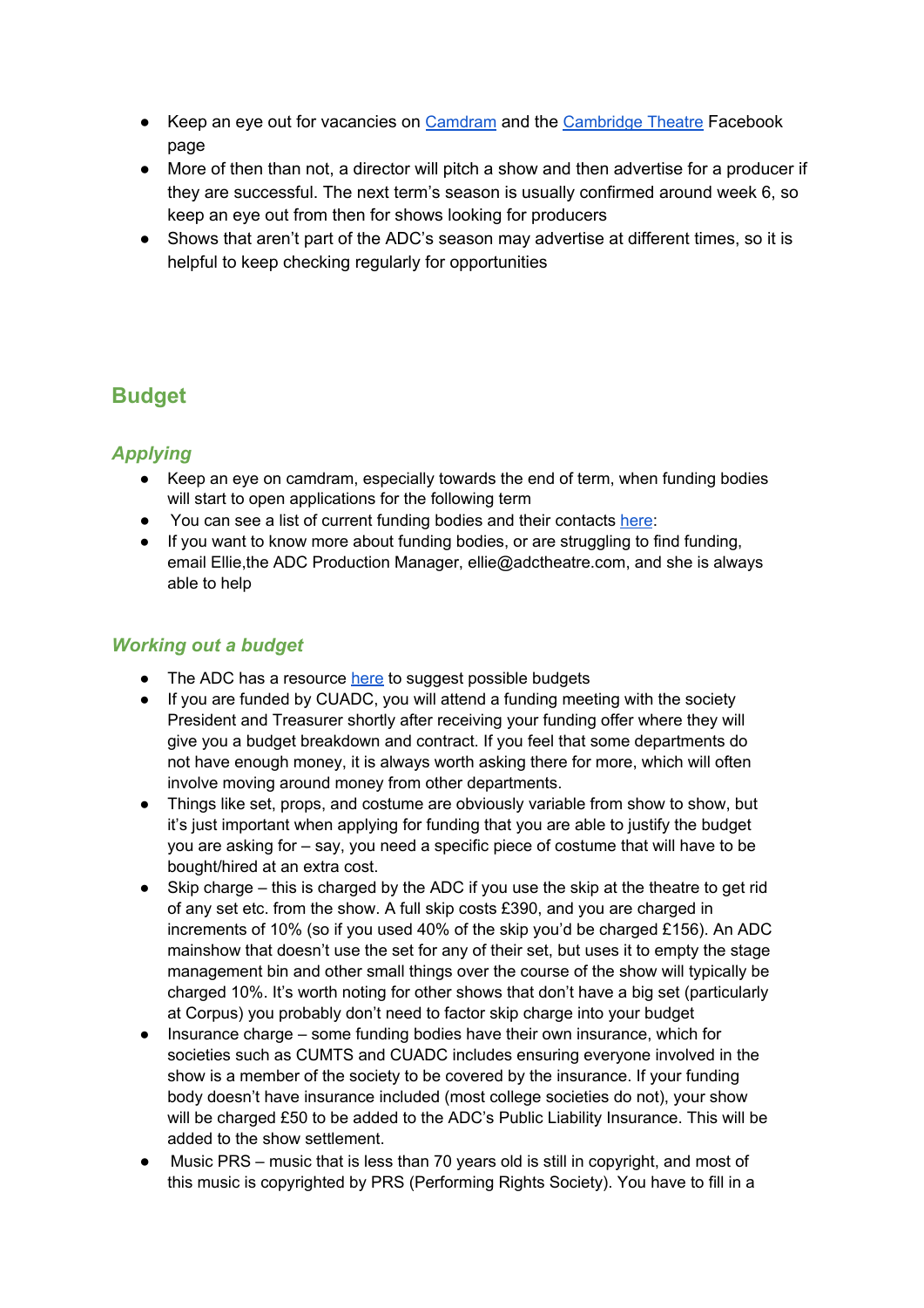- Keep an eye out for vacancies on Camdram and the Cambridge Theatre Facebook page
- More of then than not, a director will pitch a show and then advertise for a producer if they are successful. The next term's season is usually confirmed around week 6, so keep an eye out from then for shows looking for producers
- Shows that aren't part of the ADC's season may advertise at different times, so it is helpful to keep checking regularly for opportunities

## Budget

### *Applying*

- Keep an eye on camdram, especially towards the end of term, when funding bodies will start to open applications for the following term
- You can see a list of current funding bodies and their contacts here:
- If you want to know more about funding bodies, or are struggling to find funding, email Ellie,the ADC Production Manager, ellie@adctheatre.com, and she is always able to help

### *Working out a budget*

- The ADC has a resource here to suggest possible budgets
- If you are funded by CUADC, you will attend a funding meeting with the society President and Treasurer shortly after receiving your funding offer where they will give you a budget breakdown and contract. If you feel that some departments do not have enough money, it is always worth asking there for more, which will often involve moving around money from other departments.
- Things like set, props, and costume are obviously variable from show to show, but it's just important when applying for funding that you are able to justify the budget you are asking for – say, you need a specific piece of costume that will have to be bought/hired at an extra cost.
- Skip charge – this is charged by the ADC if you use the skip at the theatre to get rid of any set etc. from the show. A full skip costs £390, and you are charged in increments of 10% (so if you used 40% of the skip you'd be charged £156). An ADC mainshow that doesn't use the set for any of their set, but uses it to empty the stage management bin and other small things over the course of the show will typically be charged 10%. It's worth noting for other shows that don't have a big set (particularly at Corpus) you probably don't need to factor skip charge into your budget
- Insurance charge – some funding bodies have their own insurance, which for societies such as CUMTS and CUADC includes ensuring everyone involved in the show is a member of the society to be covered by the insurance. If your funding body doesn't have insurance included (most college societies do not), your show will be charged £50 to be added to the ADC's Public Liability Insurance. This will be added to the show settlement.
- Music PRS – music that is less than 70 years old is still in copyright, and most of this music is copyrighted by PRS (Performing Rights Society). You have to fill in a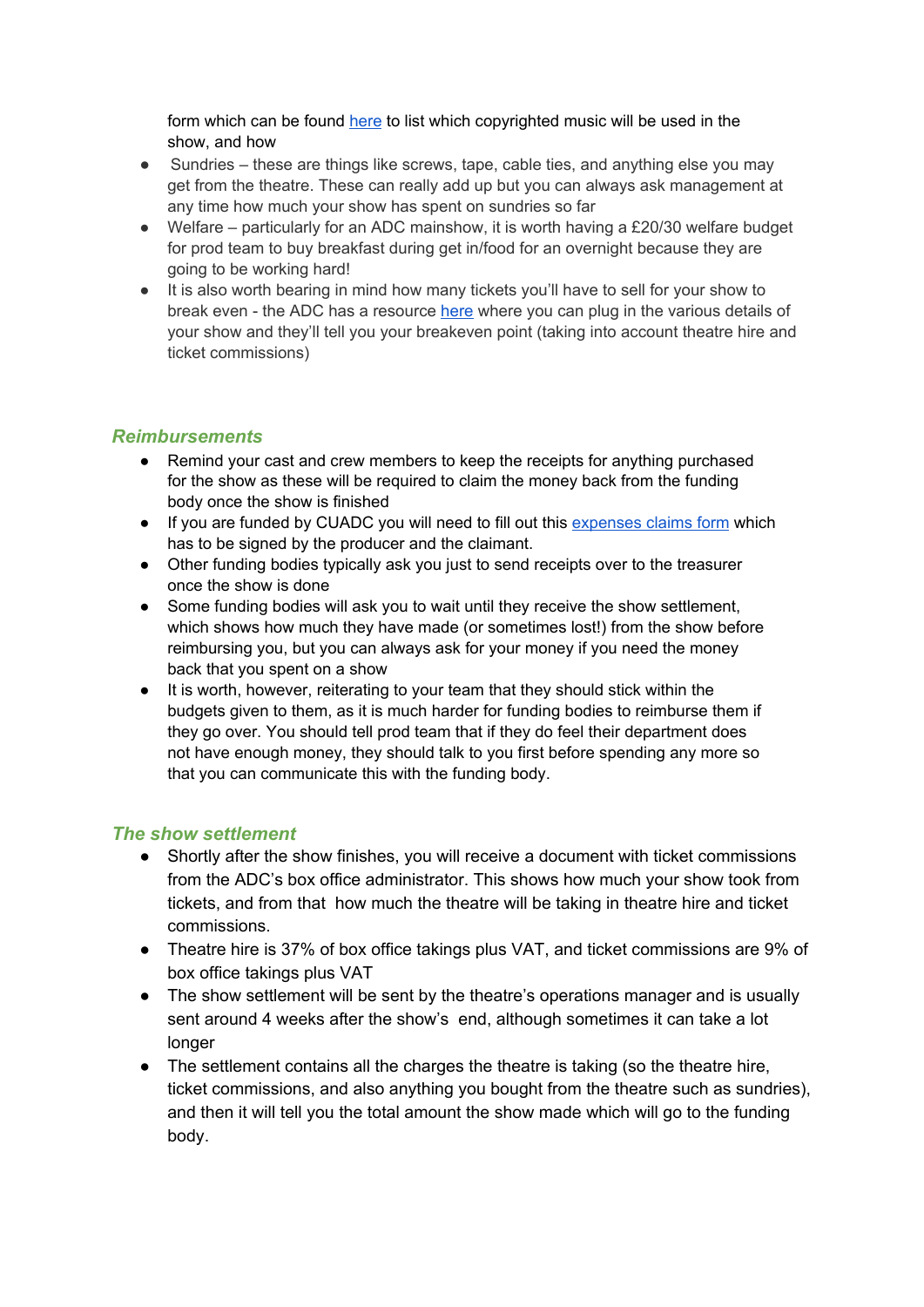form which can be found [here](#) to list which copyrighted music will be used in the show, and how

- Sundries – these are things like screws, tape, cable ties, and anything else you may get from the theatre. These can really add up but you can always ask management at any time how much your show has spent on sundries so far
- Welfare – particularly for an ADC mainshow, it is worth having a £20/30 welfare budget for prod team to buy breakfast during get in/food for an overnight because they are going to be working hard!
- It is also worth bearing in mind how many tickets you'll have to sell for your show to break even - the ADC has a resource [here](#) where you can plug in the various details of your show and they'll tell you your breakeven point (taking into account theatre hire and ticket commissions)

### *Reimbursements*

- Remind your cast and crew members to keep the receipts for anything purchased for the show as these will be required to claim the money back from the funding body once the show is finished
- If you are funded by CUADC you will need to fill out this [expenses claims form](#) which has to be signed by the producer and the claimant.
- Other funding bodies typically ask you just to send receipts over to the treasurer once the show is done
- Some funding bodies will ask you to wait until they receive the show settlement, which shows how much they have made (or sometimes lost!) from the show before reimbursing you, but you can always ask for your money if you need the money back that you spent on a show
- It is worth, however, reiterating to your team that they should stick within the budgets given to them, as it is much harder for funding bodies to reimburse them if they go over. You should tell prod team that if they do feel their department does not have enough money, they should talk to you first before spending any more so that you can communicate this with the funding body.

### *The show settlement*

- Shortly after the show finishes, you will receive a document with ticket commissions from the ADC's box office administrator. This shows how much your show took from tickets, and from that how much the theatre will be taking in theatre hire and ticket commissions.
- Theatre hire is 37% of box office takings plus VAT, and ticket commissions are 9% of box office takings plus VAT
- The show settlement will be sent by the theatre's operations manager and is usually sent around 4 weeks after the show's end, although sometimes it can take a lot longer
- The settlement contains all the charges the theatre is taking (so the theatre hire, ticket commissions, and also anything you bought from the theatre such as sundries), and then it will tell you the total amount the show made which will go to the funding body.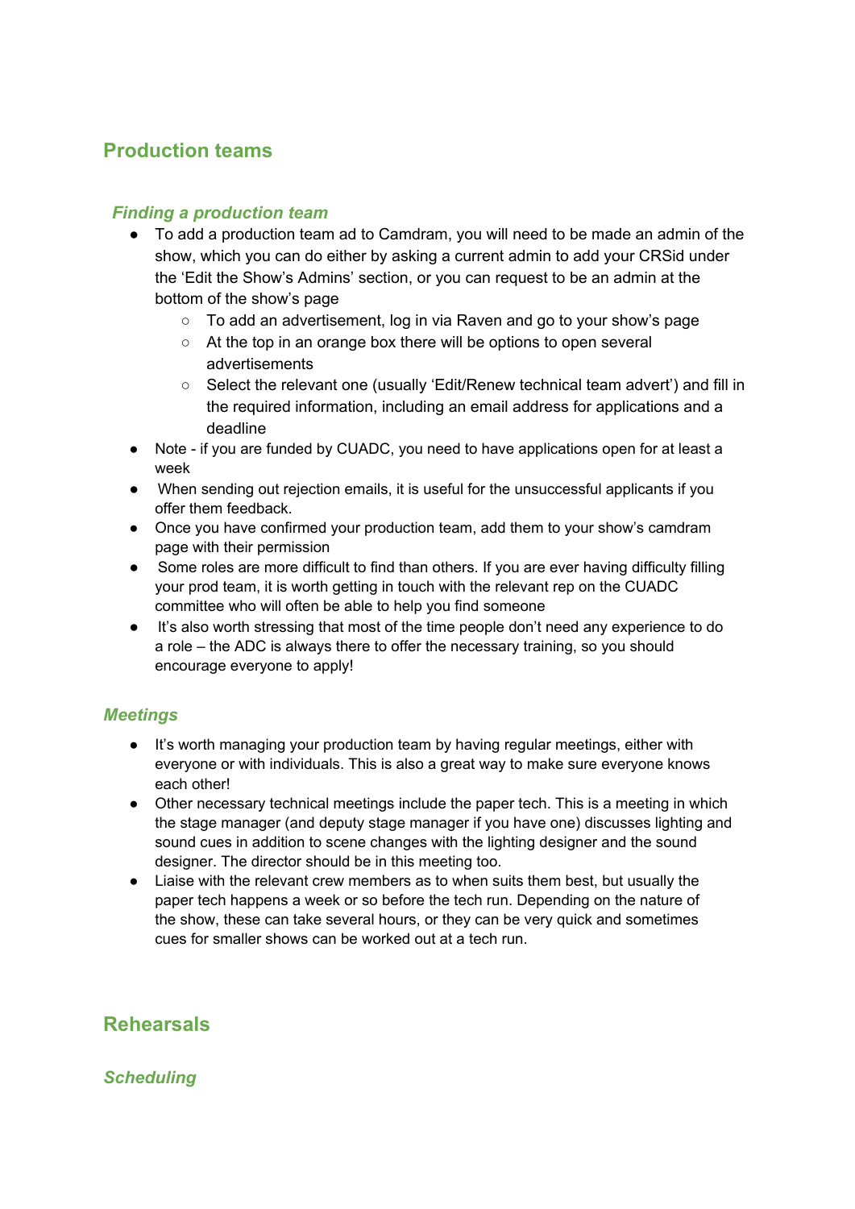## Production teams

### *Finding a production team*

- To add a production team ad to Camdram, you will need to be made an admin of the show, which you can do either by asking a current admin to add your CRSid under the 'Edit the Show's Admins' section, or you can request to be an admin at the bottom of the show's page
    - To add an advertisement, log in via Raven and go to your show's page
    - At the top in an orange box there will be options to open several advertisements
    - Select the relevant one (usually 'Edit/Renew technical team advert') and fill in the required information, including an email address for applications and a deadline
- Note - if you are funded by CUADC, you need to have applications open for at least a week
- When sending out rejection emails, it is useful for the unsuccessful applicants if you offer them feedback.
- Once you have confirmed your production team, add them to your show's camdram page with their permission
- Some roles are more difficult to find than others. If you are ever having difficulty filling your prod team, it is worth getting in touch with the relevant rep on the CUADC committee who will often be able to help you find someone
- It's also worth stressing that most of the time people don't need any experience to do a role – the ADC is always there to offer the necessary training, so you should encourage everyone to apply!

### *Meetings*

- It's worth managing your production team by having regular meetings, either with everyone or with individuals. This is also a great way to make sure everyone knows each other!
- Other necessary technical meetings include the paper tech. This is a meeting in which the stage manager (and deputy stage manager if you have one) discusses lighting and sound cues in addition to scene changes with the lighting designer and the sound designer. The director should be in this meeting too.
- Liaise with the relevant crew members as to when suits them best, but usually the paper tech happens a week or so before the tech run. Depending on the nature of the show, these can take several hours, or they can be very quick and sometimes cues for smaller shows can be worked out at a tech run.

## Rehearsals

### *Scheduling*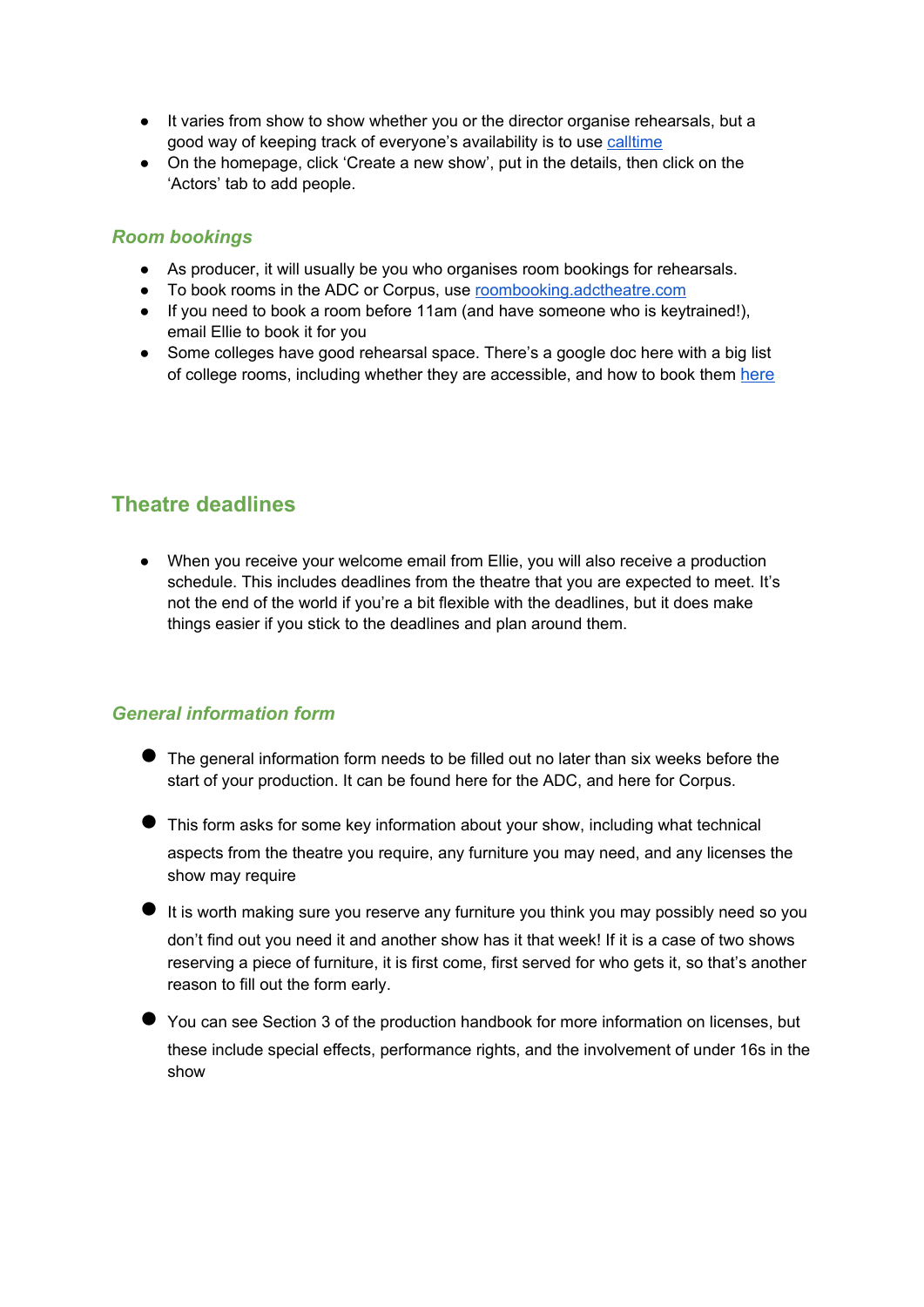- It varies from show to show whether you or the director organise rehearsals, but a good way of keeping track of everyone's availability is to use [calltime]
- On the homepage, click 'Create a new show', put in the details, then click on the 'Actors' tab to add people.

### *Room bookings*

- As producer, it will usually be you who organises room bookings for rehearsals.
- To book rooms in the ADC or Corpus, use [roombooking.adctheatre.com]
- If you need to book a room before 11am (and have someone who is keytrained!), email Ellie to book it for you
- Some colleges have good rehearsal space. There's a google doc here with a big list of college rooms, including whether they are accessible, and how to book them [here]

## Theatre deadlines

- When you receive your welcome email from Ellie, you will also receive a production schedule. This includes deadlines from the theatre that you are expected to meet. It's not the end of the world if you're a bit flexible with the deadlines, but it does make things easier if you stick to the deadlines and plan around them.

### *General information form*

- The general information form needs to be filled out no later than six weeks before the start of your production. It can be found here for the ADC, and here for Corpus.
- This form asks for some key information about your show, including what technical aspects from the theatre you require, any furniture you may need, and any licenses the show may require
- It is worth making sure you reserve any furniture you think you may possibly need so you don't find out you need it and another show has it that week! If it is a case of two shows reserving a piece of furniture, it is first come, first served for who gets it, so that's another reason to fill out the form early.
- You can see Section 3 of the production handbook for more information on licenses, but these include special effects, performance rights, and the involvement of under 16s in the show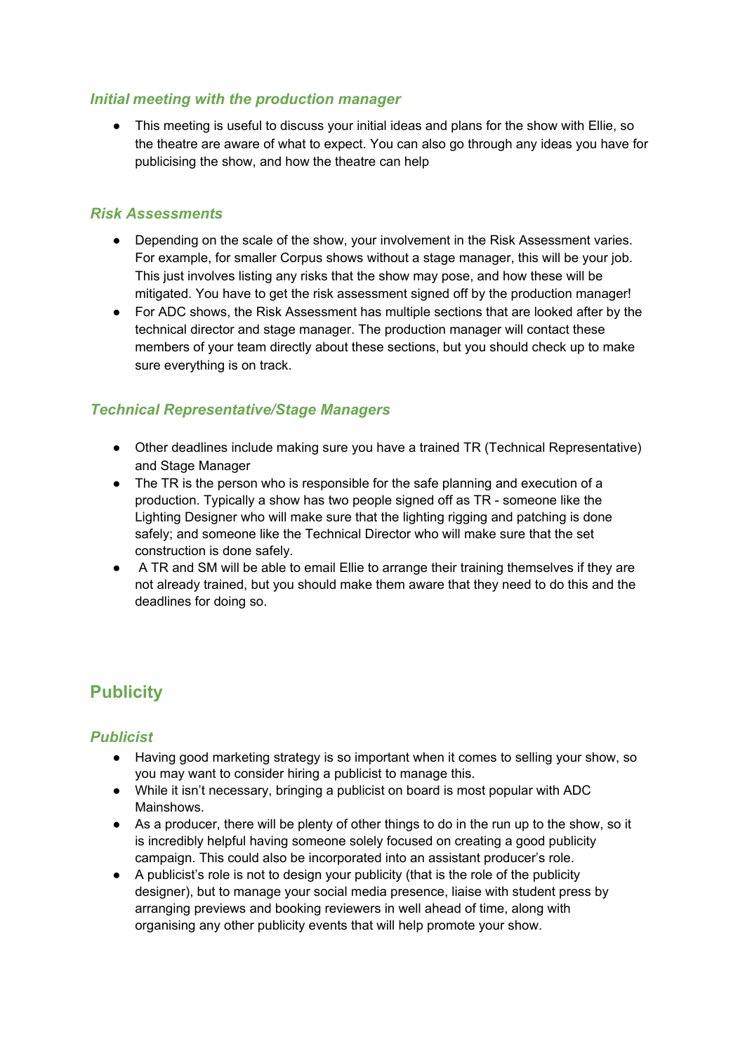### *Initial meeting with the production manager*

- This meeting is useful to discuss your initial ideas and plans for the show with Ellie, so the theatre are aware of what to expect. You can also go through any ideas you have for publicising the show, and how the theatre can help

### *Risk Assessments*

- Depending on the scale of the show, your involvement in the Risk Assessment varies. For example, for smaller Corpus shows without a stage manager, this will be your job. This just involves listing any risks that the show may pose, and how these will be mitigated. You have to get the risk assessment signed off by the production manager!
- For ADC shows, the Risk Assessment has multiple sections that are looked after by the technical director and stage manager. The production manager will contact these members of your team directly about these sections, but you should check up to make sure everything is on track.

### *Technical Representative/Stage Managers*

- Other deadlines include making sure you have a trained TR (Technical Representative) and Stage Manager
- The TR is the person who is responsible for the safe planning and execution of a production. Typically a show has two people signed off as TR - someone like the Lighting Designer who will make sure that the lighting rigging and patching is done safely; and someone like the Technical Director who will make sure that the set construction is done safely.
- A TR and SM will be able to email Ellie to arrange their training themselves if they are not already trained, but you should make them aware that they need to do this and the deadlines for doing so.

## Publicity

### *Publicist*

- Having good marketing strategy is so important when it comes to selling your show, so you may want to consider hiring a publicist to manage this.
- While it isn't necessary, bringing a publicist on board is most popular with ADC Mainshows.
- As a producer, there will be plenty of other things to do in the run up to the show, so it is incredibly helpful having someone solely focused on creating a good publicity campaign. This could also be incorporated into an assistant producer's role.
- A publicist's role is not to design your publicity (that is the role of the publicity designer), but to manage your social media presence, liaise with student press by arranging previews and booking reviewers in well ahead of time, along with organising any other publicity events that will help promote your show.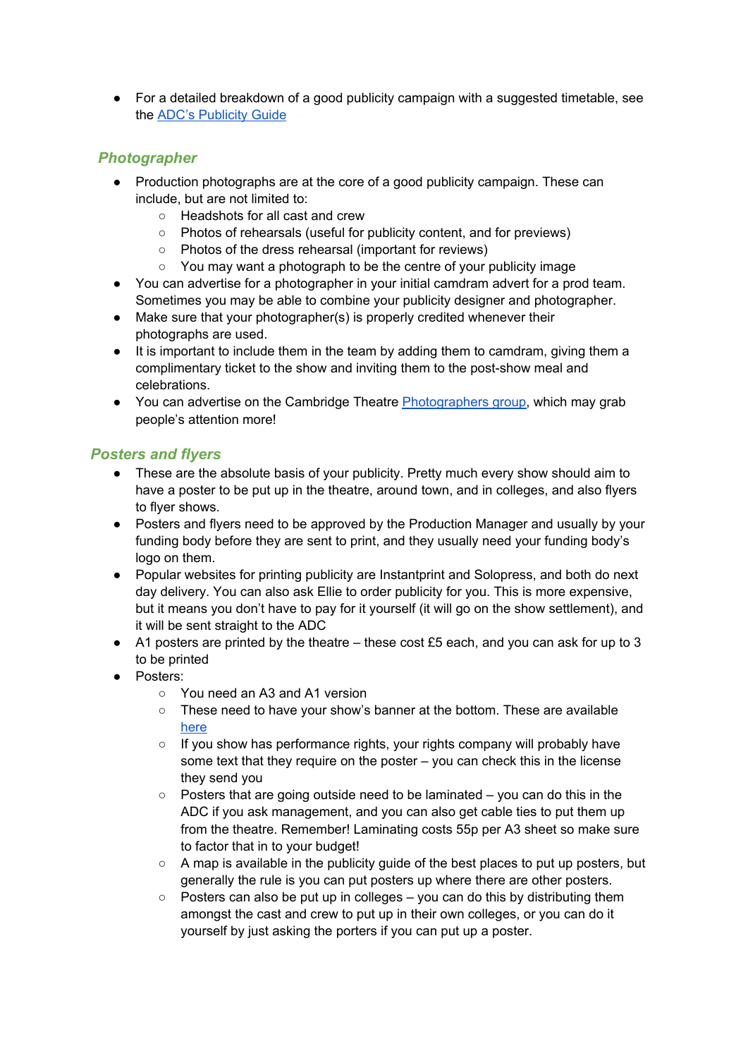- For a detailed breakdown of a good publicity campaign with a suggested timetable, see the ADC's Publicity Guide

### *Photographer*

- Production photographs are at the core of a good publicity campaign. These can include, but are not limited to:
    - Headshots for all cast and crew
    - Photos of rehearsals (useful for publicity content, and for previews)
    - Photos of the dress rehearsal (important for reviews)
    - You may want a photograph to be the centre of your publicity image
- You can advertise for a photographer in your initial camdram advert for a prod team. Sometimes you may be able to combine your publicity designer and photographer.
- Make sure that your photographer(s) is properly credited whenever their photographs are used.
- It is important to include them in the team by adding them to camdram, giving them a complimentary ticket to the show and inviting them to the post-show meal and celebrations.
- You can advertise on the Cambridge Theatre Photographers group, which may grab people's attention more!

### *Posters and flyers*

- These are the absolute basis of your publicity. Pretty much every show should aim to have a poster to be put up in the theatre, around town, and in colleges, and also flyers to flyer shows.
- Posters and flyers need to be approved by the Production Manager and usually by your funding body before they are sent to print, and they usually need your funding body's logo on them.
- Popular websites for printing publicity are Instantprint and Solopress, and both do next day delivery. You can also ask Ellie to order publicity for you. This is more expensive, but it means you don't have to pay for it yourself (it will go on the show settlement), and it will be sent straight to the ADC
- A1 posters are printed by the theatre – these cost £5 each, and you can ask for up to 3 to be printed
- Posters:
    - You need an A3 and A1 version
    - These need to have your show's banner at the bottom. These are available here
    - If you show has performance rights, your rights company will probably have some text that they require on the poster – you can check this in the license they send you
    - Posters that are going outside need to be laminated – you can do this in the ADC if you ask management, and you can also get cable ties to put them up from the theatre. Remember! Laminating costs 55p per A3 sheet so make sure to factor that in to your budget!
    - A map is available in the publicity guide of the best places to put up posters, but generally the rule is you can put posters up where there are other posters.
    - Posters can also be put up in colleges – you can do this by distributing them amongst the cast and crew to put up in their own colleges, or you can do it yourself by just asking the porters if you can put up a poster.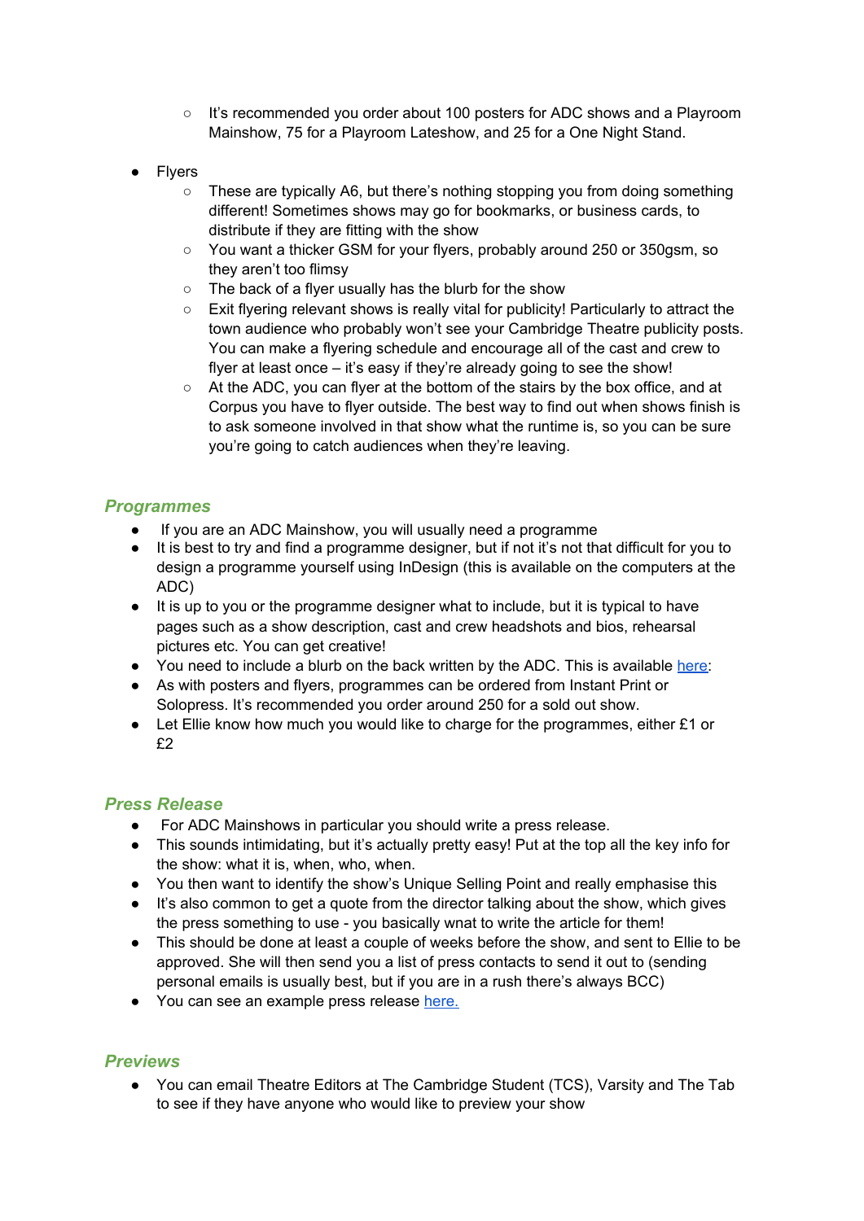- It's recommended you order about 100 posters for ADC shows and a Playroom Mainshow, 75 for a Playroom Lateshow, and 25 for a One Night Stand.

- Flyers
  - These are typically A6, but there's nothing stopping you from doing something different! Sometimes shows may go for bookmarks, or business cards, to distribute if they are fitting with the show
  - You want a thicker GSM for your flyers, probably around 250 or 350gsm, so they aren't too flimsy
  - The back of a flyer usually has the blurb for the show
  - Exit flyering relevant shows is really vital for publicity! Particularly to attract the town audience who probably won't see your Cambridge Theatre publicity posts. You can make a flyering schedule and encourage all of the cast and crew to flyer at least once – it's easy if they're already going to see the show!
  - At the ADC, you can flyer at the bottom of the stairs by the box office, and at Corpus you have to flyer outside. The best way to find out when shows finish is to ask someone involved in that show what the runtime is, so you can be sure you're going to catch audiences when they're leaving.

### *Programmes*

- If you are an ADC Mainshow, you will usually need a programme
- It is best to try and find a programme designer, but if not it's not that difficult for you to design a programme yourself using InDesign (this is available on the computers at the ADC)
- It is up to you or the programme designer what to include, but it is typical to have pages such as a show description, cast and crew headshots and bios, rehearsal pictures etc. You can get creative!
- You need to include a blurb on the back written by the ADC. This is available here:
- As with posters and flyers, programmes can be ordered from Instant Print or Solopress. It's recommended you order around 250 for a sold out show.
- Let Ellie know how much you would like to charge for the programmes, either £1 or £2

### *Press Release*

- For ADC Mainshows in particular you should write a press release.
- This sounds intimidating, but it's actually pretty easy! Put at the top all the key info for the show: what it is, when, who, when.
- You then want to identify the show's Unique Selling Point and really emphasise this
- It's also common to get a quote from the director talking about the show, which gives the press something to use - you basically wnat to write the article for them!
- This should be done at least a couple of weeks before the show, and sent to Ellie to be approved. She will then send you a list of press contacts to send it out to (sending personal emails is usually best, but if you are in a rush there's always BCC)
- You can see an example press release here.

### *Previews*

- You can email Theatre Editors at The Cambridge Student (TCS), Varsity and The Tab to see if they have anyone who would like to preview your show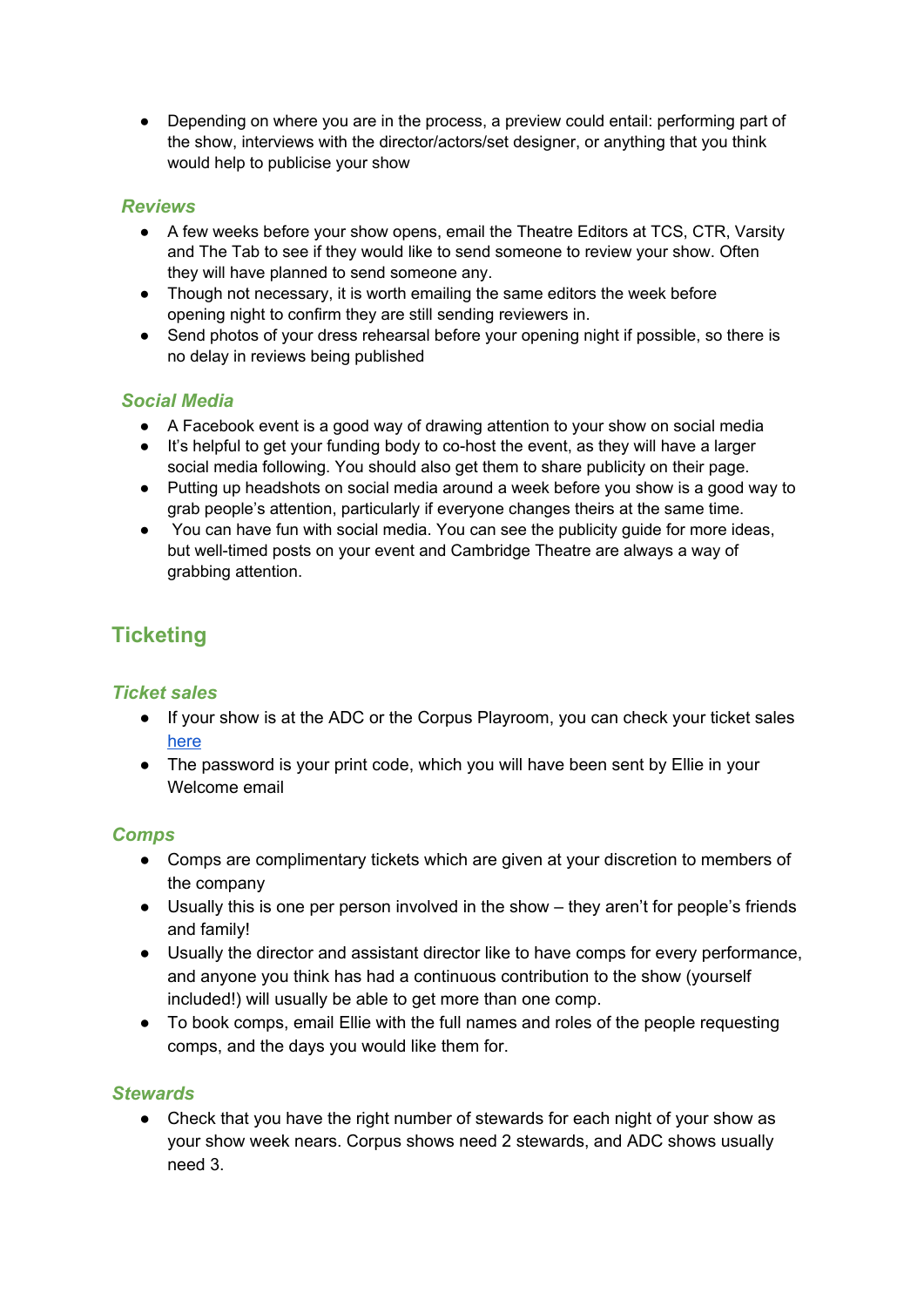- Depending on where you are in the process, a preview could entail: performing part of the show, interviews with the director/actors/set designer, or anything that you think would help to publicise your show

### *Reviews*

- A few weeks before your show opens, email the Theatre Editors at TCS, CTR, Varsity and The Tab to see if they would like to send someone to review your show. Often they will have planned to send someone any.
- Though not necessary, it is worth emailing the same editors the week before opening night to confirm they are still sending reviewers in.
- Send photos of your dress rehearsal before your opening night if possible, so there is no delay in reviews being published

### *Social Media*

- A Facebook event is a good way of drawing attention to your show on social media
- It's helpful to get your funding body to co-host the event, as they will have a larger social media following. You should also get them to share publicity on their page.
- Putting up headshots on social media around a week before you show is a good way to grab people's attention, particularly if everyone changes theirs at the same time.
- You can have fun with social media. You can see the publicity guide for more ideas, but well-timed posts on your event and Cambridge Theatre are always a way of grabbing attention.

## Ticketing

### *Ticket sales*

- If your show is at the ADC or the Corpus Playroom, you can check your ticket sales here
- The password is your print code, which you will have been sent by Ellie in your Welcome email

### *Comps*

- Comps are complimentary tickets which are given at your discretion to members of the company
- Usually this is one per person involved in the show – they aren't for people's friends and family!
- Usually the director and assistant director like to have comps for every performance, and anyone you think has had a continuous contribution to the show (yourself included!) will usually be able to get more than one comp.
- To book comps, email Ellie with the full names and roles of the people requesting comps, and the days you would like them for.

### *Stewards*

- Check that you have the right number of stewards for each night of your show as your show week nears. Corpus shows need 2 stewards, and ADC shows usually need 3.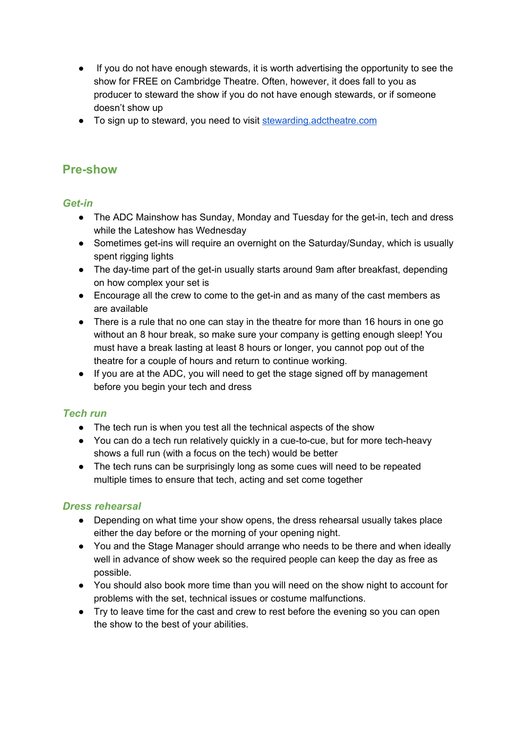- If you do not have enough stewards, it is worth advertising the opportunity to see the show for FREE on Cambridge Theatre. Often, however, it does fall to you as producer to steward the show if you do not have enough stewards, or if someone doesn't show up
- To sign up to steward, you need to visit [stewarding.adctheatre.com](stewarding.adctheatre.com)

## Pre-show

### *Get-in*

- The ADC Mainshow has Sunday, Monday and Tuesday for the get-in, tech and dress while the Lateshow has Wednesday
- Sometimes get-ins will require an overnight on the Saturday/Sunday, which is usually spent rigging lights
- The day-time part of the get-in usually starts around 9am after breakfast, depending on how complex your set is
- Encourage all the crew to come to the get-in and as many of the cast members as are available
- There is a rule that no one can stay in the theatre for more than 16 hours in one go without an 8 hour break, so make sure your company is getting enough sleep! You must have a break lasting at least 8 hours or longer, you cannot pop out of the theatre for a couple of hours and return to continue working.
- If you are at the ADC, you will need to get the stage signed off by management before you begin your tech and dress

### *Tech run*

- The tech run is when you test all the technical aspects of the show
- You can do a tech run relatively quickly in a cue-to-cue, but for more tech-heavy shows a full run (with a focus on the tech) would be better
- The tech runs can be surprisingly long as some cues will need to be repeated multiple times to ensure that tech, acting and set come together

### *Dress rehearsal*

- Depending on what time your show opens, the dress rehearsal usually takes place either the day before or the morning of your opening night.
- You and the Stage Manager should arrange who needs to be there and when ideally well in advance of show week so the required people can keep the day as free as possible.
- You should also book more time than you will need on the show night to account for problems with the set, technical issues or costume malfunctions.
- Try to leave time for the cast and crew to rest before the evening so you can open the show to the best of your abilities.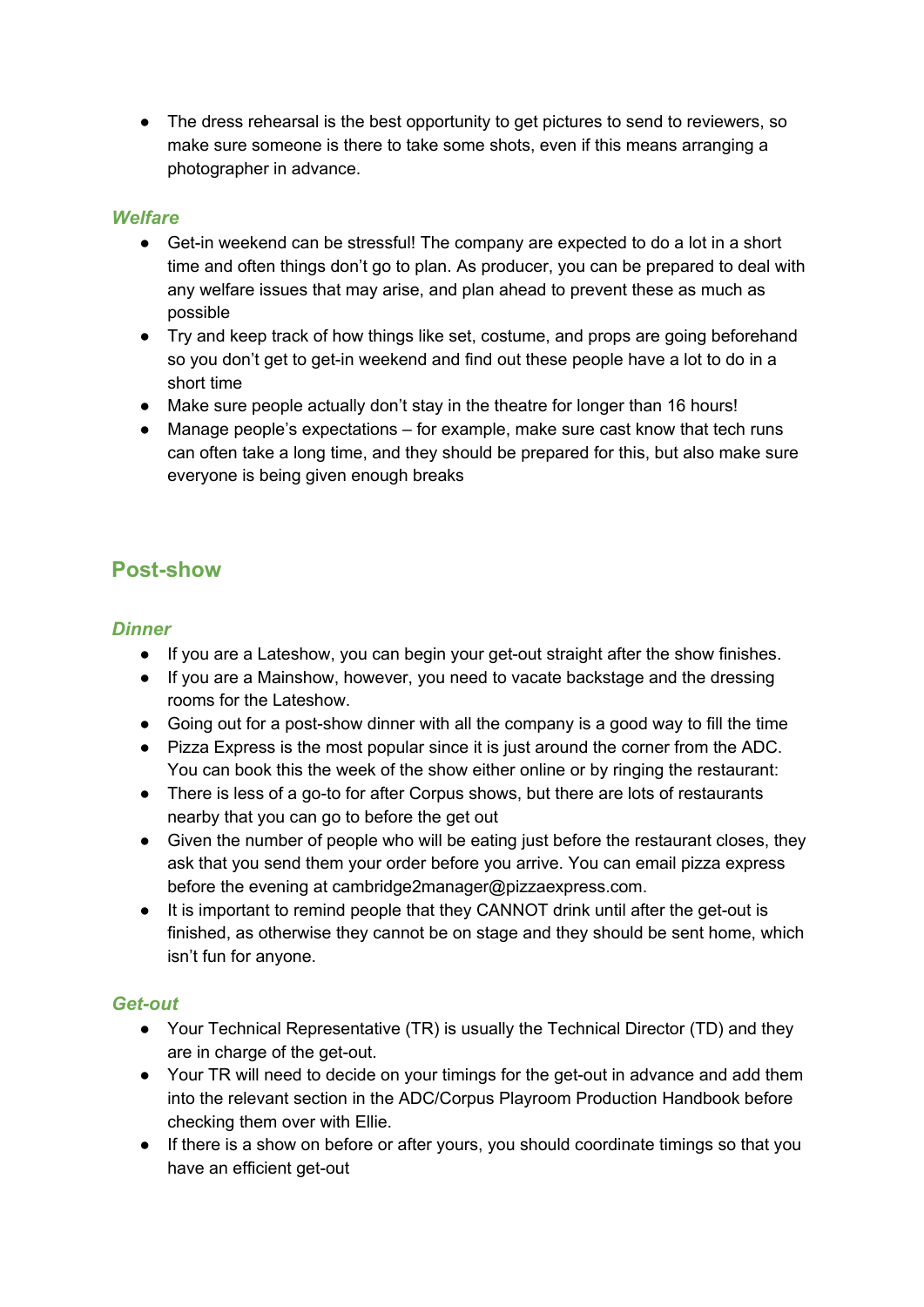- The dress rehearsal is the best opportunity to get pictures to send to reviewers, so make sure someone is there to take some shots, even if this means arranging a photographer in advance.

### *Welfare*

- Get-in weekend can be stressful! The company are expected to do a lot in a short time and often things don't go to plan. As producer, you can be prepared to deal with any welfare issues that may arise, and plan ahead to prevent these as much as possible
- Try and keep track of how things like set, costume, and props are going beforehand so you don't get to get-in weekend and find out these people have a lot to do in a short time
- Make sure people actually don't stay in the theatre for longer than 16 hours!
- Manage people's expectations – for example, make sure cast know that tech runs can often take a long time, and they should be prepared for this, but also make sure everyone is being given enough breaks

## Post-show

### *Dinner*

- If you are a Lateshow, you can begin your get-out straight after the show finishes.
- If you are a Mainshow, however, you need to vacate backstage and the dressing rooms for the Lateshow.
- Going out for a post-show dinner with all the company is a good way to fill the time
- Pizza Express is the most popular since it is just around the corner from the ADC. You can book this the week of the show either online or by ringing the restaurant:
- There is less of a go-to for after Corpus shows, but there are lots of restaurants nearby that you can go to before the get out
- Given the number of people who will be eating just before the restaurant closes, they ask that you send them your order before you arrive. You can email pizza express before the evening at cambridge2manager@pizzaexpress.com.
- It is important to remind people that they CANNOT drink until after the get-out is finished, as otherwise they cannot be on stage and they should be sent home, which isn't fun for anyone.

### *Get-out*

- Your Technical Representative (TR) is usually the Technical Director (TD) and they are in charge of the get-out.
- Your TR will need to decide on your timings for the get-out in advance and add them into the relevant section in the ADC/Corpus Playroom Production Handbook before checking them over with Ellie.
- If there is a show on before or after yours, you should coordinate timings so that you have an efficient get-out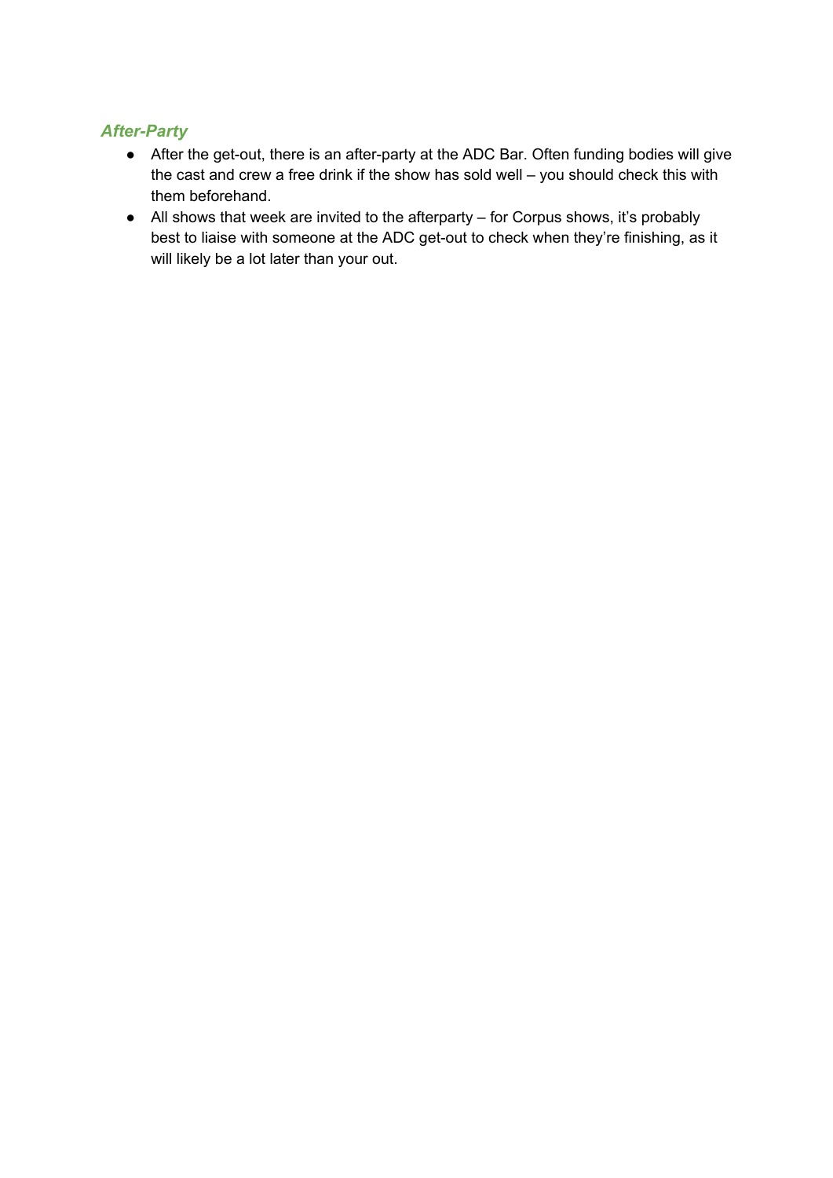### *After-Party*

- After the get-out, there is an after-party at the ADC Bar. Often funding bodies will give the cast and crew a free drink if the show has sold well – you should check this with them beforehand.
- All shows that week are invited to the afterparty – for Corpus shows, it's probably best to liaise with someone at the ADC get-out to check when they're finishing, as it will likely be a lot later than your out.